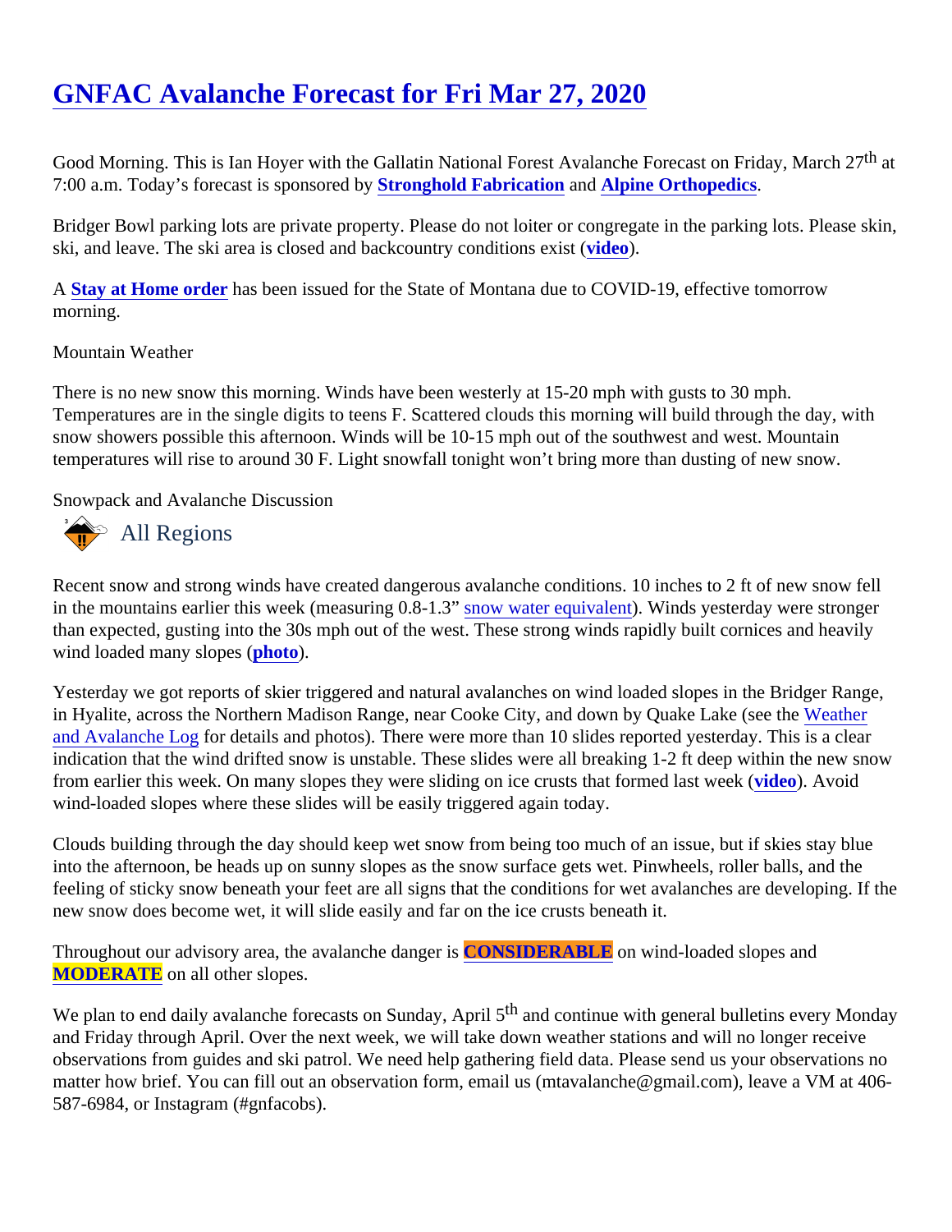# GNFAC Avalanche Forecast for Fri Mar 27, 2020

Good Morning. This is Ian Hoyer with the Gallatin National Forest Avalanche Forecast on Friday, March 27th at 7:00 a.m. Today's forecast is sponsored by **Stronghold Fabrication** and **Alpine Orthopedics**.

Bridger Bowl parking lots are private property. Please do not loiter or congregate in the parking lots. Please skin, ski, and leave. The ski area is closed and backcountry conditions exist (**video**).

A **Stay at Home order** has been issued for the State of Montana due to COVID-19, effective tomorrow morning.

Mountain Weather

There is no new snow this morning. Winds have been westerly at 15-20 mph with gusts to 30 mph. Temperatures are in the single digits to teens F. Scattered clouds this morning will build through the day, with snow showers possible this afternoon. Winds will be 10-15 mph out of the southwest and west. Mountain temperatures will rise to around 30 F. Light snowfall tonight won't bring more than dusting of new snow.

Snowpack and Avalanche Discussion

## All Regions

Recent snow and strong winds have created dangerous avalanche conditions. 10 inches to 2 ft of new snow fell in the mountains earlier this week (measuring 0.8-1.3" snow water equivalent). Winds yesterday were stronger than expected, gusting into the 30s mph out of the west. These strong winds rapidly built cornices and heavily wind loaded many slopes (**photo**).

Yesterday we got reports of skier triggered and natural avalanches on wind loaded slopes in the Bridger Range, in Hyalite, across the Northern Madison Range, near Cooke City, and down by Quake Lake (see the Weather and Avalanche Log for details and photos). There were more than 10 slides reported yesterday. This is a clear indication that the wind drifted snow is unstable. These slides were all breaking 1-2 ft deep within the new snow from earlier this week. On many slopes they were sliding on ice crusts that formed last week (**video**). Avoid wind-loaded slopes where these slides will be easily triggered again today.

Clouds building through the day should keep wet snow from being too much of an issue, but if skies stay blue into the afternoon, be heads up on sunny slopes as the snow surface gets wet. Pinwheels, roller balls, and the feeling of sticky snow beneath your feet are all signs that the conditions for wet avalanches are developing. If the new snow does become wet, it will slide easily and far on the ice crusts beneath it.

Throughout our advisory area, the avalanche danger is **CONSIDERABLE** on wind-loaded slopes and **MODERATE** on all other slopes.

We plan to end daily avalanche forecasts on Sunday, April 5th and continue with general bulletins every Monday and Friday through April. Over the next week, we will take down weather stations and will no longer receive observations from guides and ski patrol. We need help gathering field data. Please send us your observations no matter how brief. You can fill out an observation form, email us (mtavalanche@gmail.com), leave a VM at 406-587-6984, or Instagram (#gnfacobs).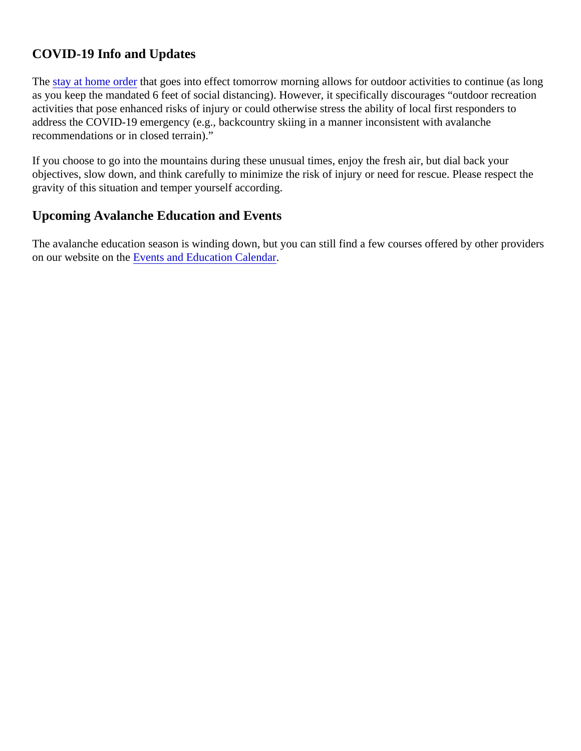## COVID-19 Info and Updates

The stay at home order that goes into effect tomorrow morning allows for outdoor activities to continue (as long as you keep the mandated 6 feet of social distancing). However, it specifically discourages "outdoor recreation activities that pose enhanced risks of injury or could otherwise stress the ability of local first responders to address the COVID-19 emergency (e.g., backcountry skiing in a manner inconsistent with avalanche recommendations or in closed terrain)."

If you choose to go into the mountains during these unusual times, enjoy the fresh air, but dial back your objectives, slow down, and think carefully to minimize the risk of injury or need for rescue. Please respect the gravity of this situation and temper yourself according.

## Upcoming Avalanche Education and Events

The avalanche education season is winding down, but you can still find a few courses offered by other providers on our website on the Events and Education Calendar.